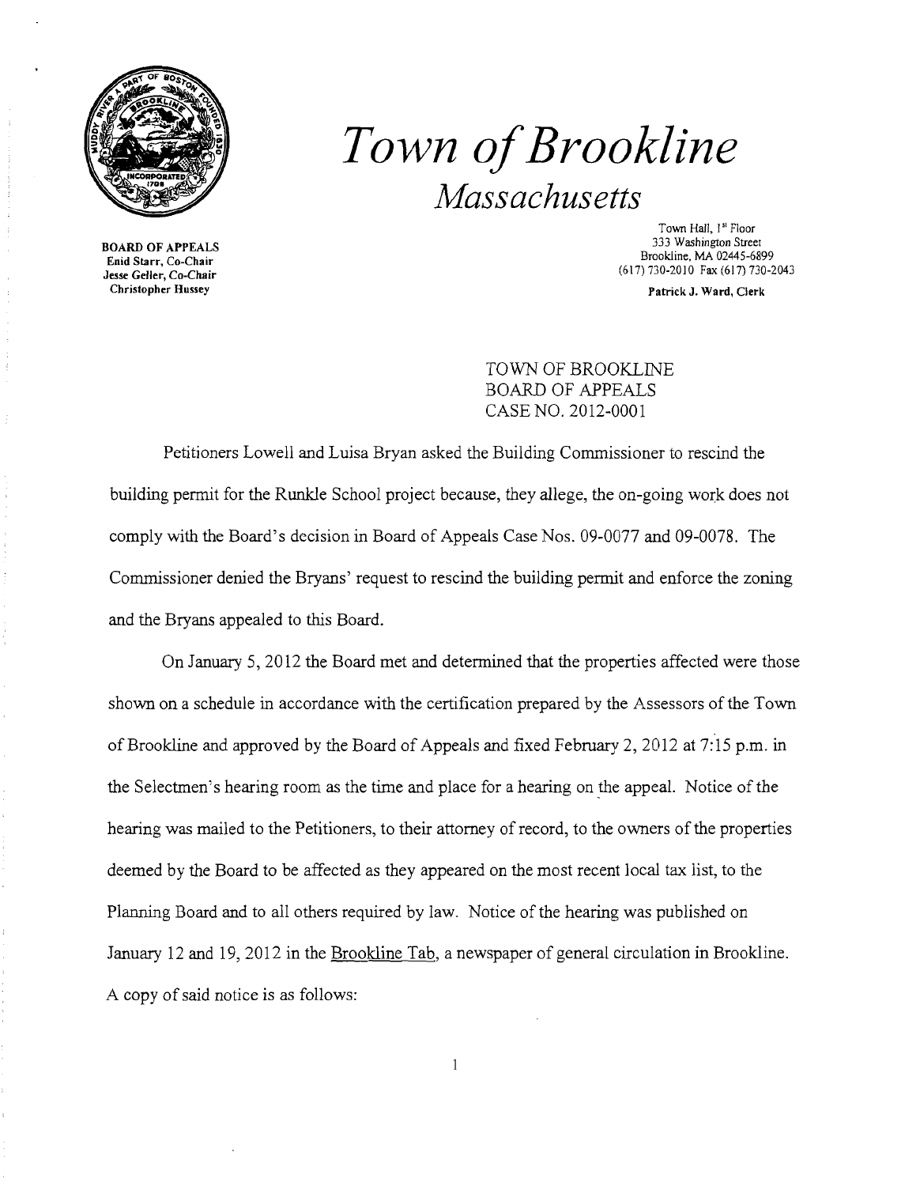# *Town of Brookline*

## *Massachusetts*

**BOARD OF APPEALS**
**Enid Starr, Co-Chair**
**Jesse Geller, Co-Chair**
**Christopher Hussey**

Town Hall, 1st Floor
333 Washington Street
Brookline, MA 02445-6899
(617) 730-2010 Fax (617) 730-2043

**Patrick J. Ward, Clerk**

TOWN OF BROOKLINE
BOARD OF APPEALS
CASE NO. 2012-0001

Petitioners Lowell and Luisa Bryan asked the Building Commissioner to rescind the building permit for the Runkle School project because, they allege, the on-going work does not comply with the Board's decision in Board of Appeals Case Nos. 09-0077 and 09-0078. The Commissioner denied the Bryans' request to rescind the building permit and enforce the zoning and the Bryans appealed to this Board.

On January 5, 2012 the Board met and determined that the properties affected were those shown on a schedule in accordance with the certification prepared by the Assessors of the Town of Brookline and approved by the Board of Appeals and fixed February 2, 2012 at 7:15 p.m. in the Selectmen's hearing room as the time and place for a hearing on the appeal. Notice of the hearing was mailed to the Petitioners, to their attorney of record, to the owners of the properties deemed by the Board to be affected as they appeared on the most recent local tax list, to the Planning Board and to all others required by law. Notice of the hearing was published on January 12 and 19, 2012 in the Brookline Tab, a newspaper of general circulation in Brookline. A copy of said notice is as follows: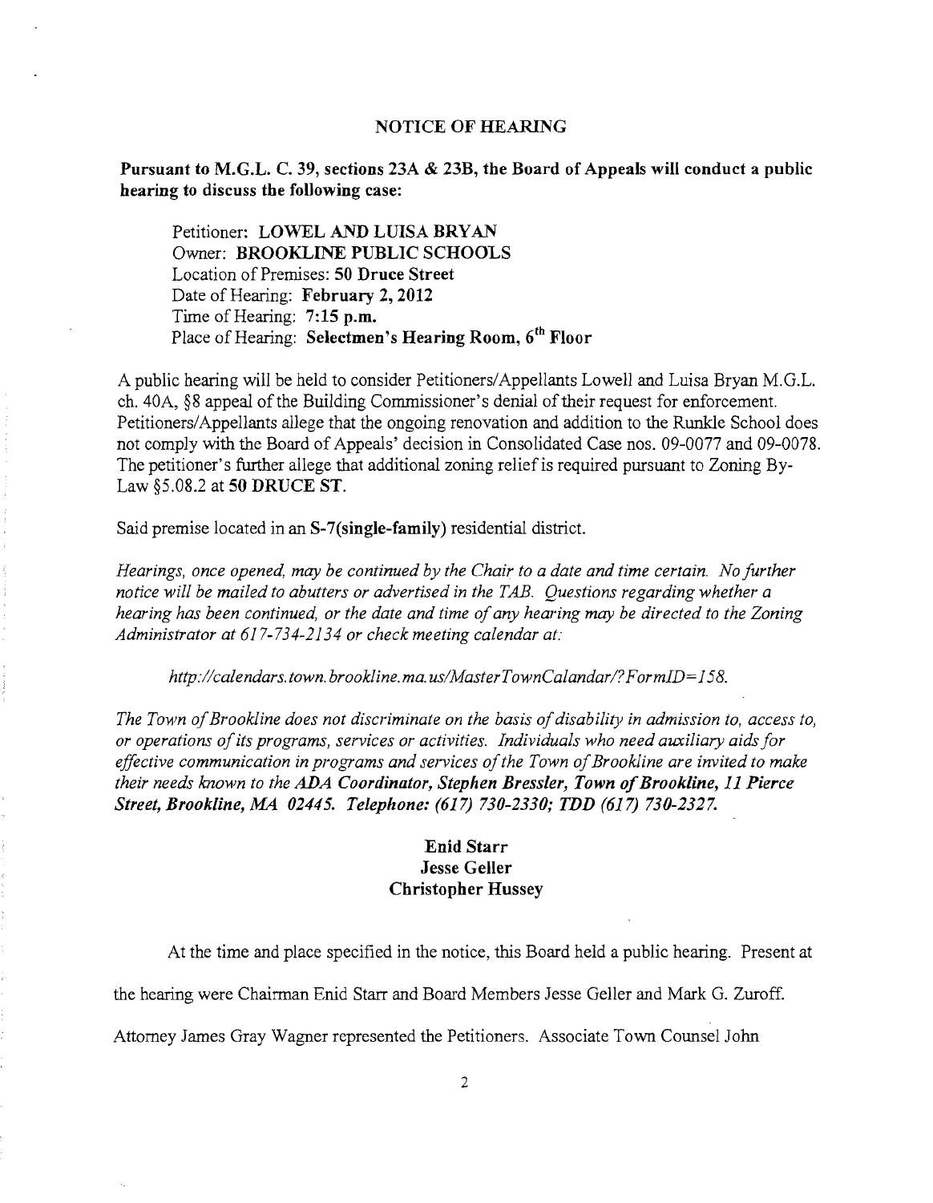## NOTICE OF HEARING

**Pursuant to M.G.L. C. 39, sections 23A & 23B, the Board of Appeals will conduct a public hearing to discuss the following case:**

Petitioner: **LOWEL AND LUISA BRYAN**
Owner: **BROOKLINE PUBLIC SCHOOLS**
Location of Premises: **50 Druce Street**
Date of Hearing: **February 2, 2012**
Time of Hearing: **7:15 p.m.**
Place of Hearing: **Selectmen's Hearing Room, 6th Floor**

A public hearing will be held to consider Petitioners/Appellants Lowell and Luisa Bryan M.G.L. ch. 40A, §8 appeal of the Building Commissioner's denial of their request for enforcement. Petitioners/Appellants allege that the ongoing renovation and addition to the Runkle School does not comply with the Board of Appeals' decision in Consolidated Case nos. 09-0077 and 09-0078. The petitioner's further allege that additional zoning relief is required pursuant to Zoning By-Law §5.08.2 at **50 DRUCE ST.**

Said premise located in an **S-7(single-family)** residential district.

*Hearings, once opened, may be continued by the Chair to a date and time certain. No further notice will be mailed to abutters or advertised in the TAB. Questions regarding whether a hearing has been continued, or the date and time of any hearing may be directed to the Zoning Administrator at 617-734-2134 or check meeting calendar at:*

*http://calendars.town.brookline.ma.us/MasterTownCalandar/?FormID=158.*

*The Town of Brookline does not discriminate on the basis of disability in admission to, access to, or operations of its programs, services or activities. Individuals who need auxiliary aids for effective communication in programs and services of the Town of Brookline are invited to make their needs known to the **ADA Coordinator, Stephen Bressler, Town of Brookline, 11 Pierce Street, Brookline, MA 02445. Telephone: (617) 730-2330; TDD (617) 730-2327.***

**Enid Starr**
**Jesse Geller**
**Christopher Hussey**

At the time and place specified in the notice, this Board held a public hearing. Present at the hearing were Chairman Enid Starr and Board Members Jesse Geller and Mark G. Zuroff. Attorney James Gray Wagner represented the Petitioners. Associate Town Counsel John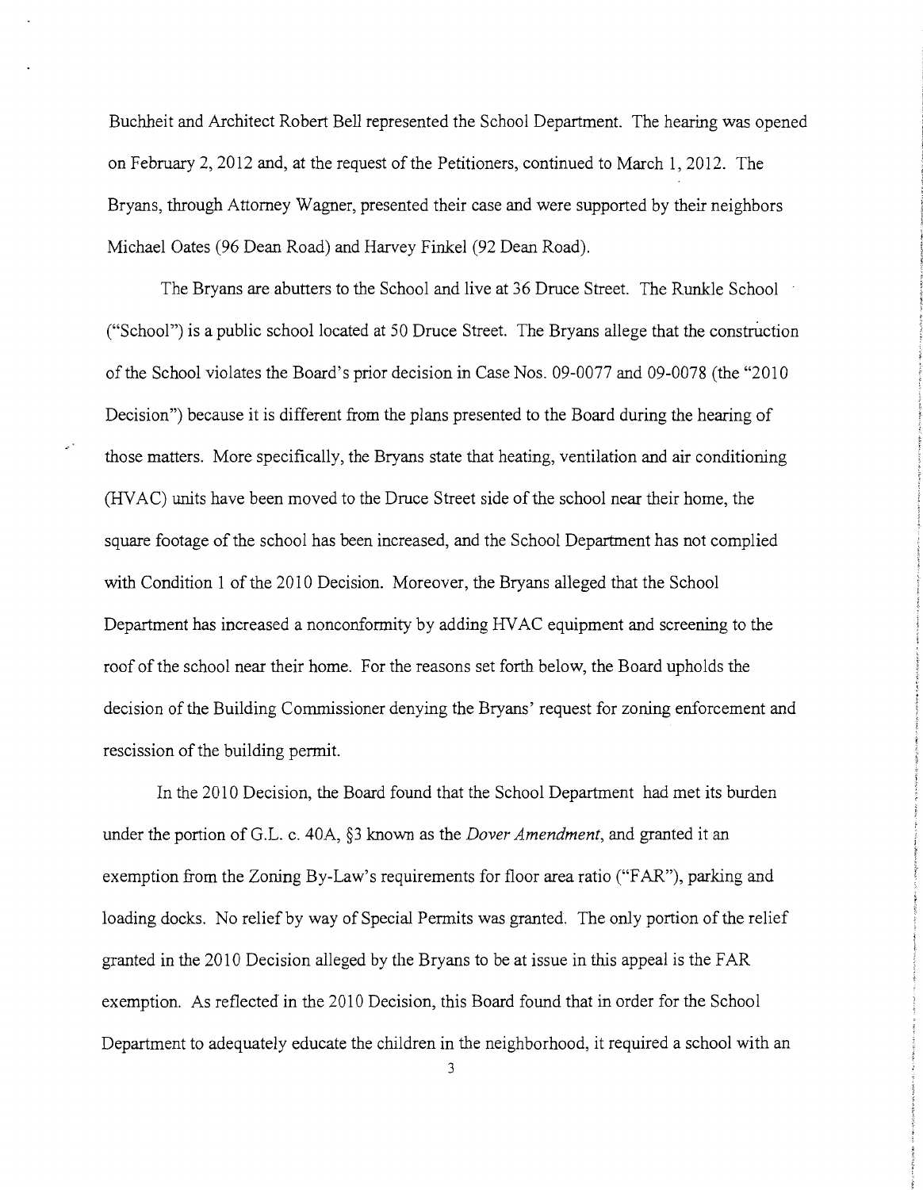Buchheit and Architect Robert Bell represented the School Department. The hearing was opened on February 2, 2012 and, at the request of the Petitioners, continued to March 1, 2012. The Bryans, through Attorney Wagner, presented their case and were supported by their neighbors Michael Oates (96 Dean Road) and Harvey Finkel (92 Dean Road).

The Bryans are abutters to the School and live at 36 Druce Street. The Runkle School ("School") is a public school located at 50 Druce Street. The Bryans allege that the construction of the School violates the Board's prior decision in Case Nos. 09-0077 and 09-0078 (the "2010 Decision") because it is different from the plans presented to the Board during the hearing of those matters. More specifically, the Bryans state that heating, ventilation and air conditioning (HVAC) units have been moved to the Druce Street side of the school near their home, the square footage of the school has been increased, and the School Department has not complied with Condition 1 of the 2010 Decision. Moreover, the Bryans alleged that the School Department has increased a nonconformity by adding HVAC equipment and screening to the roof of the school near their home. For the reasons set forth below, the Board upholds the decision of the Building Commissioner denying the Bryans' request for zoning enforcement and rescission of the building permit.

In the 2010 Decision, the Board found that the School Department had met its burden under the portion of G.L. c. 40A, §3 known as the *Dover Amendment*, and granted it an exemption from the Zoning By-Law's requirements for floor area ratio ("FAR"), parking and loading docks. No relief by way of Special Permits was granted. The only portion of the relief granted in the 2010 Decision alleged by the Bryans to be at issue in this appeal is the FAR exemption. As reflected in the 2010 Decision, this Board found that in order for the School Department to adequately educate the children in the neighborhood, it required a school with an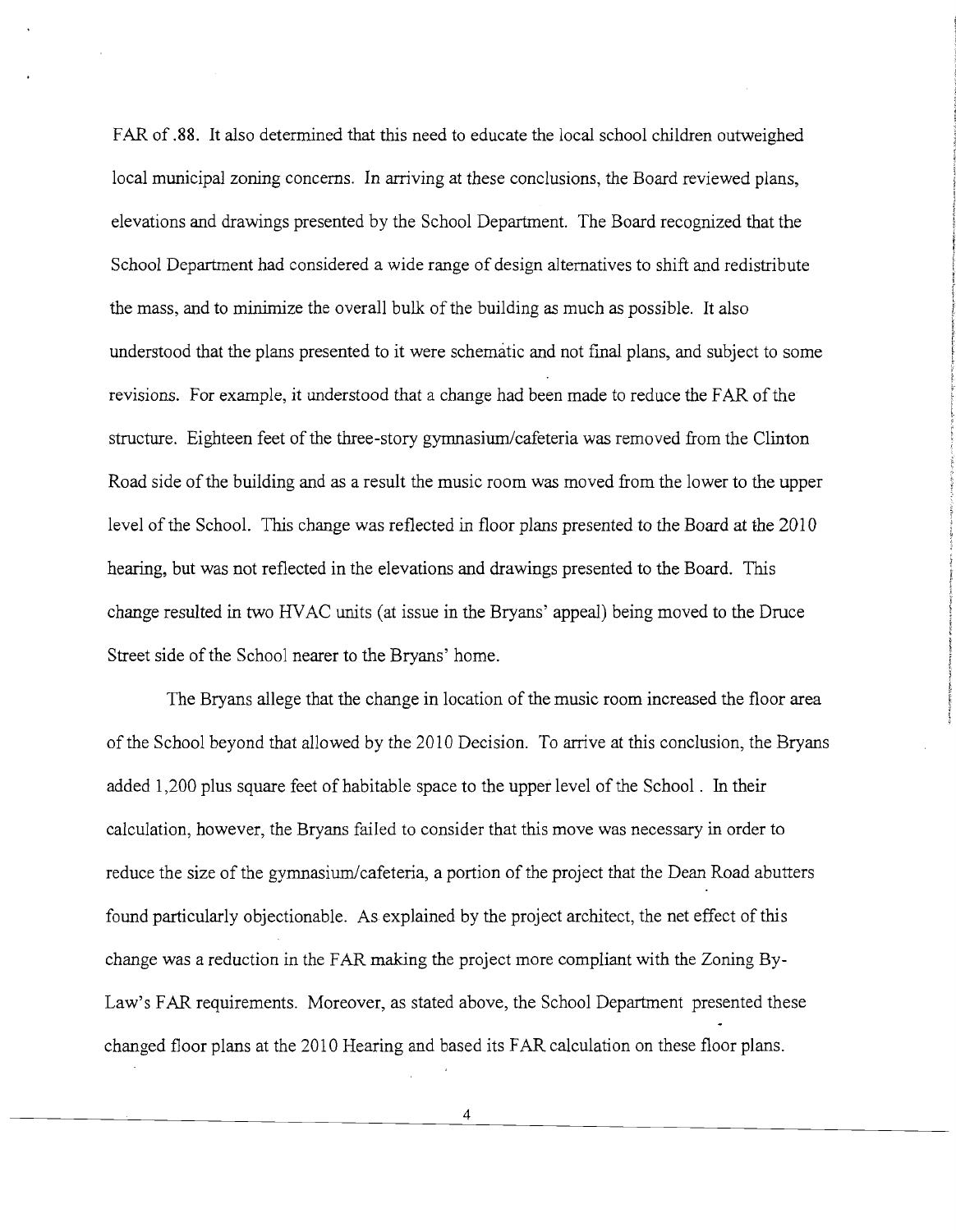FAR of .88. It also determined that this need to educate the local school children outweighed local municipal zoning concerns. In arriving at these conclusions, the Board reviewed plans, elevations and drawings presented by the School Department. The Board recognized that the School Department had considered a wide range of design alternatives to shift and redistribute the mass, and to minimize the overall bulk of the building as much as possible. It also understood that the plans presented to it were schematic and not final plans, and subject to some revisions. For example, it understood that a change had been made to reduce the FAR of the structure. Eighteen feet of the three-story gymnasium/cafeteria was removed from the Clinton Road side of the building and as a result the music room was moved from the lower to the upper level of the School. This change was reflected in floor plans presented to the Board at the 2010 hearing, but was not reflected in the elevations and drawings presented to the Board. This change resulted in two HVAC units (at issue in the Bryans' appeal) being moved to the Druce Street side of the School nearer to the Bryans' home.

The Bryans allege that the change in location of the music room increased the floor area of the School beyond that allowed by the 2010 Decision. To arrive at this conclusion, the Bryans added 1,200 plus square feet of habitable space to the upper level of the School . In their calculation, however, the Bryans failed to consider that this move was necessary in order to reduce the size of the gymnasium/cafeteria, a portion of the project that the Dean Road abutters found particularly objectionable. As explained by the project architect, the net effect of this change was a reduction in the FAR making the project more compliant with the Zoning By-Law's FAR requirements. Moreover, as stated above, the School Department presented these changed floor plans at the 2010 Hearing and based its FAR calculation on these floor plans.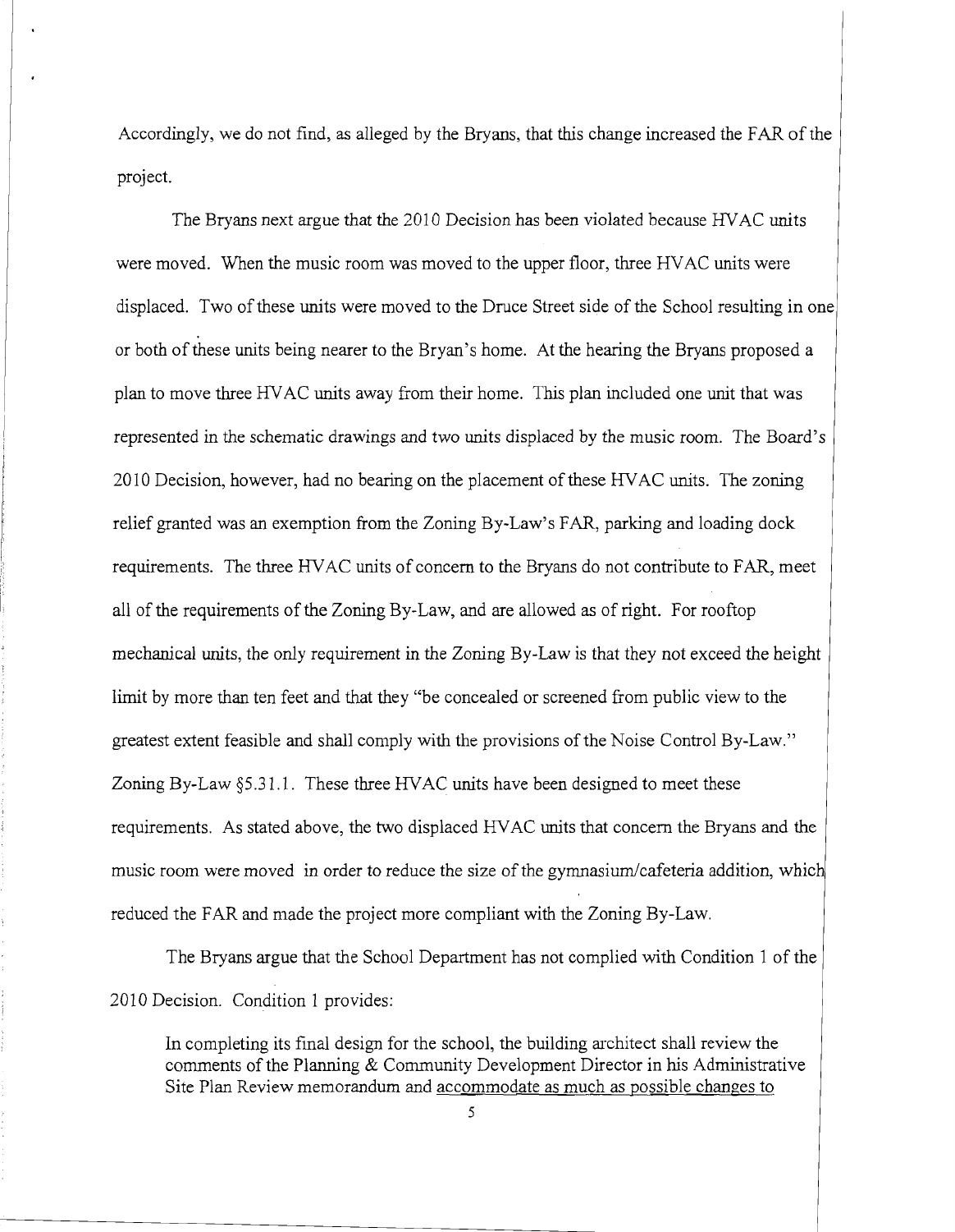Accordingly, we do not find, as alleged by the Bryans, that this change increased the FAR of the project.

The Bryans next argue that the 2010 Decision has been violated because HVAC units were moved. When the music room was moved to the upper floor, three HVAC units were displaced. Two of these units were moved to the Druce Street side of the School resulting in one or both of these units being nearer to the Bryan's home. At the hearing the Bryans proposed a plan to move three HVAC units away from their home. This plan included one unit that was represented in the schematic drawings and two units displaced by the music room. The Board's 2010 Decision, however, had no bearing on the placement of these HVAC units. The zoning relief granted was an exemption from the Zoning By-Law's FAR, parking and loading dock requirements. The three HVAC units of concern to the Bryans do not contribute to FAR, meet all of the requirements of the Zoning By-Law, and are allowed as of right. For rooftop mechanical units, the only requirement in the Zoning By-Law is that they not exceed the height limit by more than ten feet and that they "be concealed or screened from public view to the greatest extent feasible and shall comply with the provisions of the Noise Control By-Law." Zoning By-Law §5.31.1. These three HVAC units have been designed to meet these requirements. As stated above, the two displaced HVAC units that concern the Bryans and the music room were moved in order to reduce the size of the gymnasium/cafeteria addition, which reduced the FAR and made the project more compliant with the Zoning By-Law.

The Bryans argue that the School Department has not complied with Condition 1 of the 2010 Decision. Condition 1 provides:

> In completing its final design for the school, the building architect shall review the comments of the Planning & Community Development Director in his Administrative Site Plan Review memorandum and <u>accommodate as much as possible changes to</u>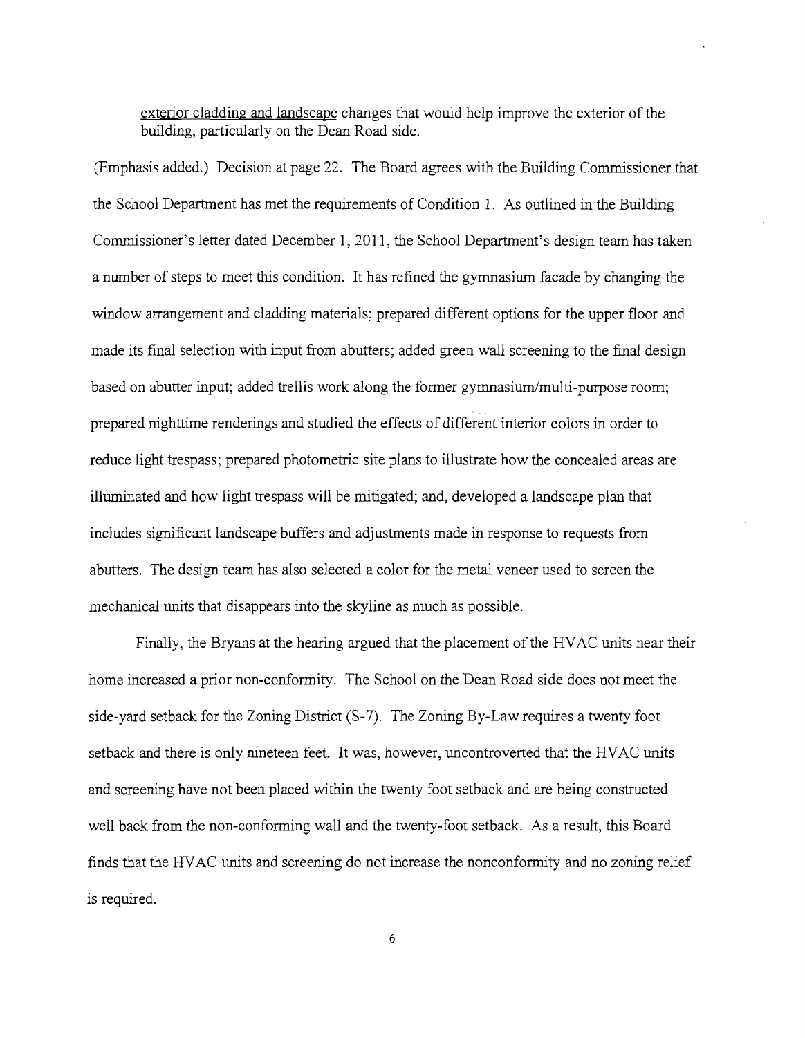exterior cladding and landscape changes that would help improve the exterior of the building, particularly on the Dean Road side.

(Emphasis added.) Decision at page 22. The Board agrees with the Building Commissioner that the School Department has met the requirements of Condition 1. As outlined in the Building Commissioner's letter dated December 1, 2011, the School Department's design team has taken a number of steps to meet this condition. It has refined the gymnasium facade by changing the window arrangement and cladding materials; prepared different options for the upper floor and made its final selection with input from abutters; added green wall screening to the final design based on abutter input; added trellis work along the former gymnasium/multi-purpose room; prepared nighttime renderings and studied the effects of different interior colors in order to reduce light trespass; prepared photometric site plans to illustrate how the concealed areas are illuminated and how light trespass will be mitigated; and, developed a landscape plan that includes significant landscape buffers and adjustments made in response to requests from abutters. The design team has also selected a color for the metal veneer used to screen the mechanical units that disappears into the skyline as much as possible.

Finally, the Bryans at the hearing argued that the placement of the HVAC units near their home increased a prior non-conformity. The School on the Dean Road side does not meet the side-yard setback for the Zoning District (S-7). The Zoning By-Law requires a twenty foot setback and there is only nineteen feet. It was, however, uncontroverted that the HVAC units and screening have not been placed within the twenty foot setback and are being constructed well back from the non-conforming wall and the twenty-foot setback. As a result, this Board finds that the HVAC units and screening do not increase the nonconformity and no zoning relief is required.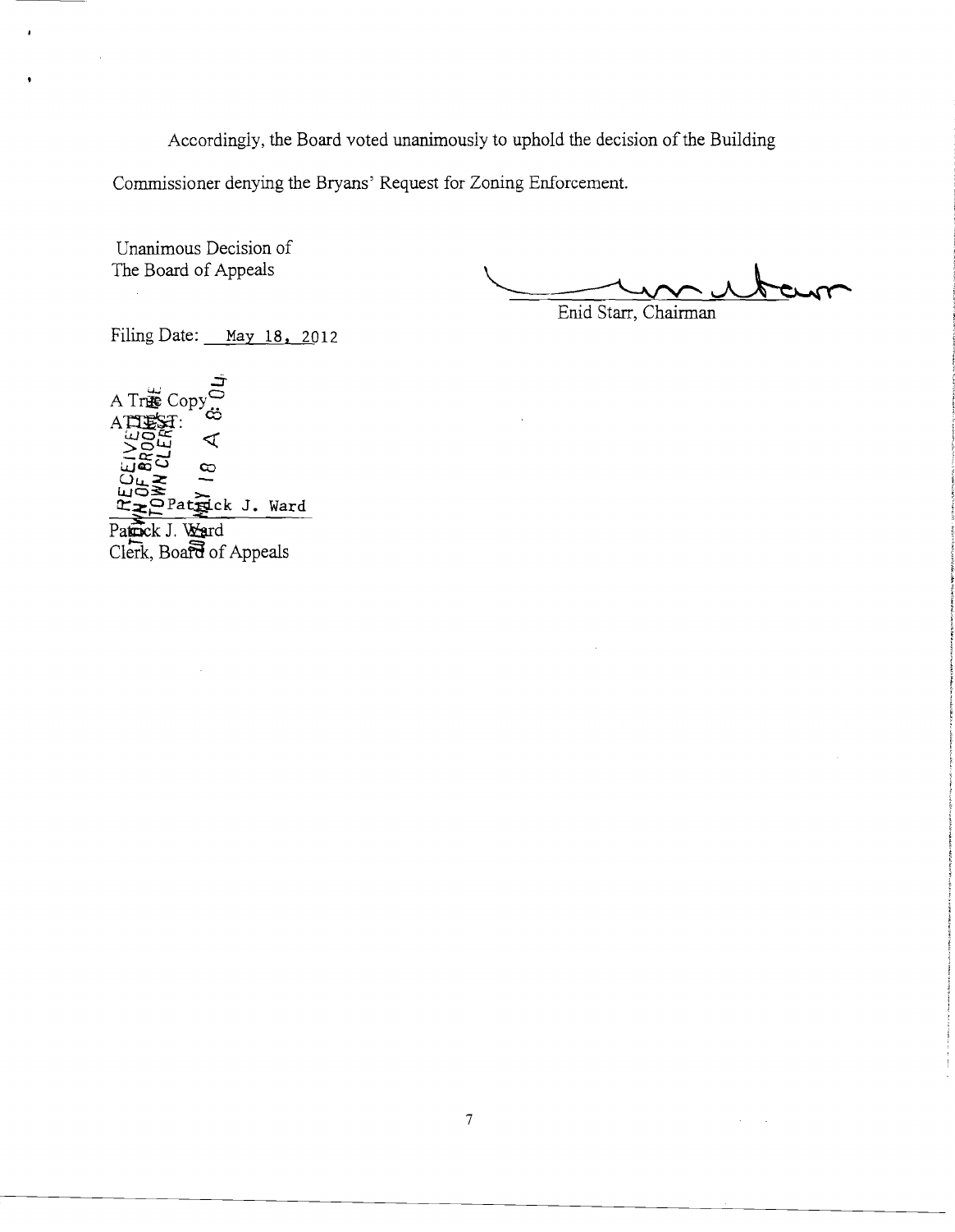Accordingly, the Board voted unanimously to uphold the decision of the Building Commissioner denying the Bryans' Request for Zoning Enforcement.

Unanimous Decision of
The Board of Appeals

Enid Starr, Chairman

Filing Date: May 18, 2012

A True Copy
ATTEST:

RECEIVED
TOWN OF BROOKLINE
TOWN CLERK
2012 MAY 18 A 8:04

Patrick J. Ward
Patrick J. Ward
Clerk, Board of Appeals